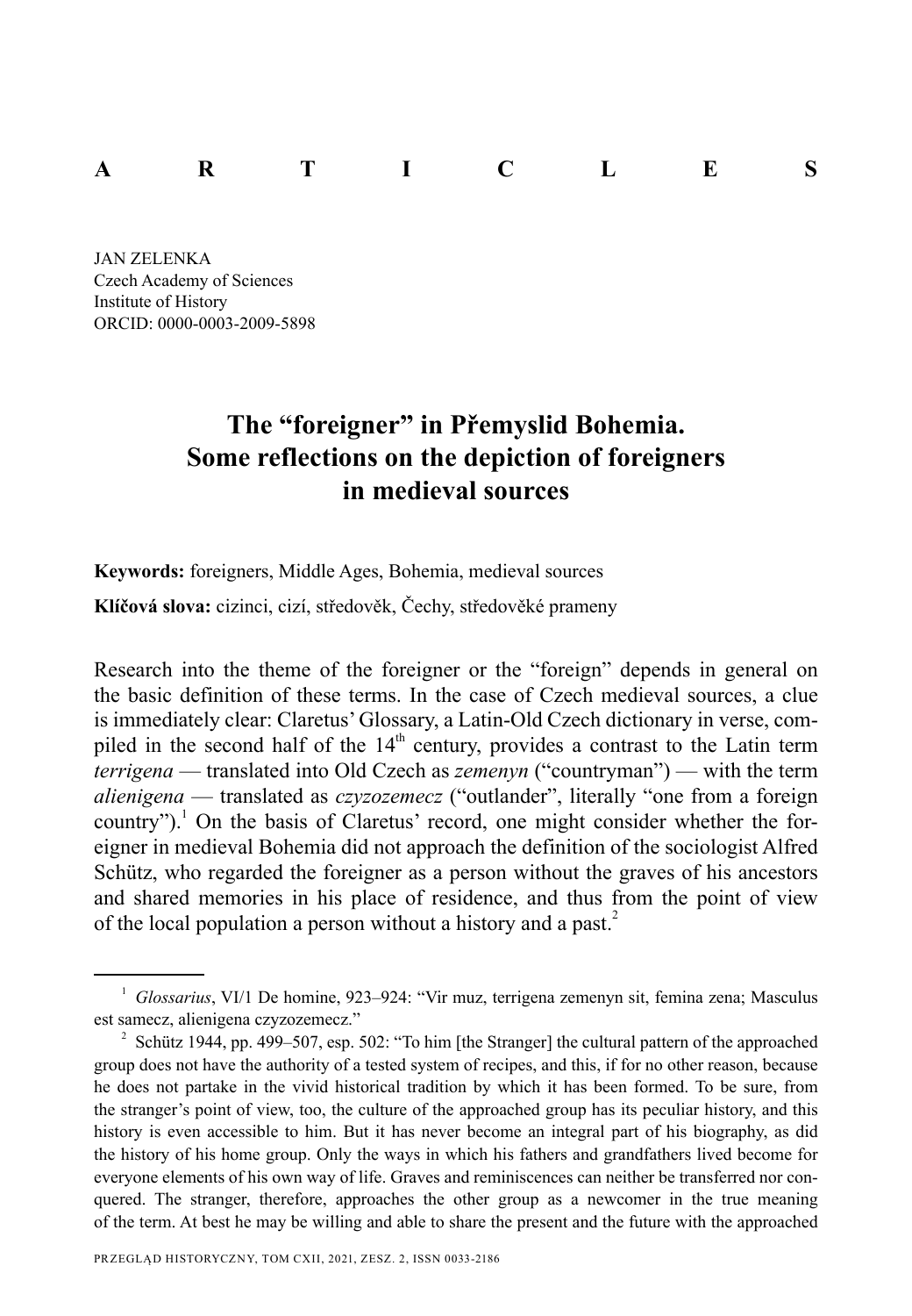A R T I C L E S

JAN ZELENKA
Czech Academy of Sciences
Institute of History
ORCID: 0000-0003-2009-5898

# The "foreigner" in Přemyslid Bohemia. Some reflections on the depiction of foreigners in medieval sources

**Keywords:** foreigners, Middle Ages, Bohemia, medieval sources

**Klíčová slova:** cizinci, cizí, středověk, Čechy, středověké prameny

Research into the theme of the foreigner or the "foreign" depends in general on the basic definition of these terms. In the case of Czech medieval sources, a clue is immediately clear: Claretus' Glossary, a Latin-Old Czech dictionary in verse, compiled in the second half of the 14th century, provides a contrast to the Latin term *terrigena* — translated into Old Czech as *zemenyn* ("countryman") — with the term *alienigena* — translated as *czyzozemecz* ("outlander", literally "one from a foreign country").[1] On the basis of Claretus' record, one might consider whether the foreigner in medieval Bohemia did not approach the definition of the sociologist Alfred Schütz, who regarded the foreigner as a person without the graves of his ancestors and shared memories in his place of residence, and thus from the point of view of the local population a person without a history and a past.[2]

---

[1] *Glossarius*, VI/1 De homine, 923–924: "Vir muz, terrigena zemenyn sit, femina zena; Masculus est samecz, alienigena czyzozemecz."

[2] Schütz 1944, pp. 499–507, esp. 502: "To him [the Stranger] the cultural pattern of the approached group does not have the authority of a tested system of recipes, and this, if for no other reason, because he does not partake in the vivid historical tradition by which it has been formed. To be sure, from the stranger's point of view, too, the culture of the approached group has its peculiar history, and this history is even accessible to him. But it has never become an integral part of his biography, as did the history of his home group. Only the ways in which his fathers and grandfathers lived become for everyone elements of his own way of life. Graves and reminiscences can neither be transferred nor conquered. The stranger, therefore, approaches the other group as a newcomer in the true meaning of the term. At best he may be willing and able to share the present and the future with the approached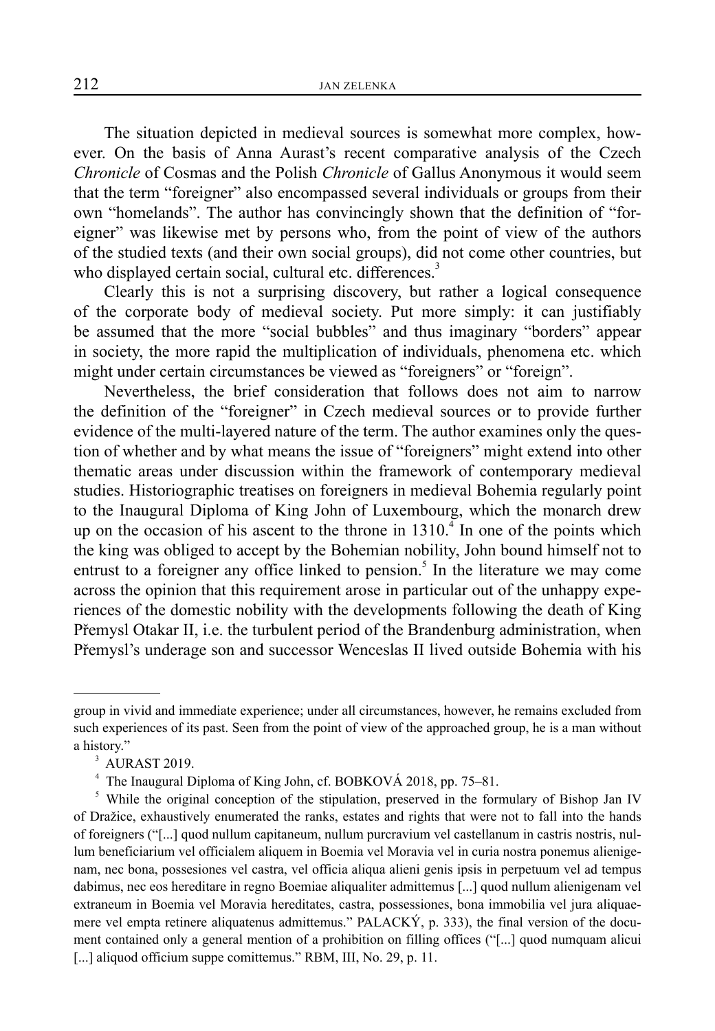The situation depicted in medieval sources is somewhat more complex, however. On the basis of Anna Aurast's recent comparative analysis of the Czech *Chronicle* of Cosmas and the Polish *Chronicle* of Gallus Anonymous it would seem that the term "foreigner" also encompassed several individuals or groups from their own "homelands". The author has convincingly shown that the definition of "foreigner" was likewise met by persons who, from the point of view of the authors of the studied texts (and their own social groups), did not come other countries, but who displayed certain social, cultural etc. differences.[3]

Clearly this is not a surprising discovery, but rather a logical consequence of the corporate body of medieval society. Put more simply: it can justifiably be assumed that the more "social bubbles" and thus imaginary "borders" appear in society, the more rapid the multiplication of individuals, phenomena etc. which might under certain circumstances be viewed as "foreigners" or "foreign".

Nevertheless, the brief consideration that follows does not aim to narrow the definition of the "foreigner" in Czech medieval sources or to provide further evidence of the multi-layered nature of the term. The author examines only the question of whether and by what means the issue of "foreigners" might extend into other thematic areas under discussion within the framework of contemporary medieval studies. Historiographic treatises on foreigners in medieval Bohemia regularly point to the Inaugural Diploma of King John of Luxembourg, which the monarch drew up on the occasion of his ascent to the throne in 1310.[4] In one of the points which the king was obliged to accept by the Bohemian nobility, John bound himself not to entrust to a foreigner any office linked to pension.[5] In the literature we may come across the opinion that this requirement arose in particular out of the unhappy experiences of the domestic nobility with the developments following the death of King Přemysl Otakar II, i.e. the turbulent period of the Brandenburg administration, when Přemysl's underage son and successor Wenceslas II lived outside Bohemia with his

---

group in vivid and immediate experience; under all circumstances, however, he remains excluded from such experiences of its past. Seen from the point of view of the approached group, he is a man without a history."

[3] AURAST 2019.

[4] The Inaugural Diploma of King John, cf. BOBKOVÁ 2018, pp. 75–81.

[5] While the original conception of the stipulation, preserved in the formulary of Bishop Jan IV of Dražice, exhaustively enumerated the ranks, estates and rights that were not to fall into the hands of foreigners ("[...] quod nullum capitaneum, nullum purcravium vel castellanum in castris nostris, nullum beneficiarium vel officialem aliquem in Boemia vel Moravia vel in curia nostra ponemus alienigenam, nec bona, possesiones vel castra, vel officia aliqua alieni genis ipsis in perpetuum vel ad tempus dabimus, nec eos hereditare in regno Boemiae aliqualiter admittemus [...] quod nullum alienigenam vel extraneum in Boemia vel Moravia hereditates, castra, possessiones, bona immobilia vel jura aliquaemere vel empta retinere aliquatenus admittemus." PALACKÝ, p. 333), the final version of the document contained only a general mention of a prohibition on filling offices ("[...] quod numquam alicui [...] aliquod officium suppe comittemus." RBM, III, No. 29, p. 11.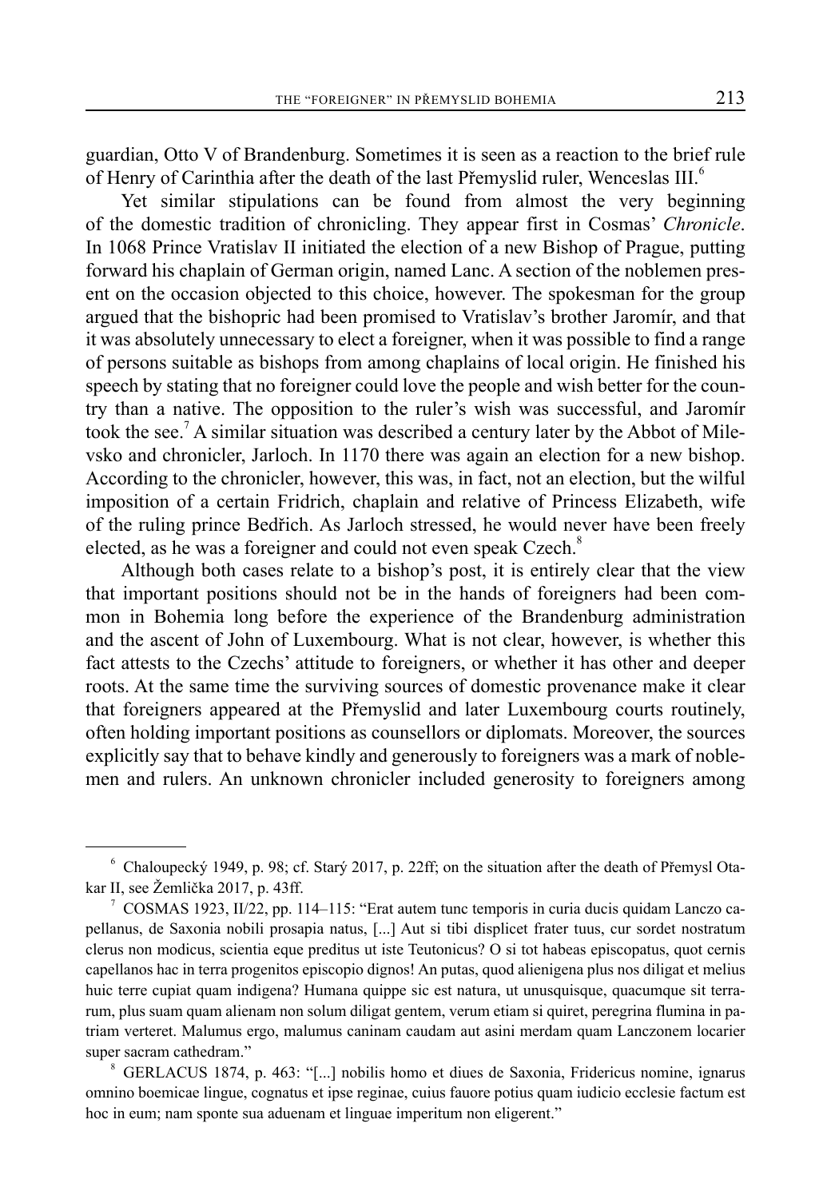guardian, Otto V of Brandenburg. Sometimes it is seen as a reaction to the brief rule of Henry of Carinthia after the death of the last Přemyslid ruler, Wenceslas III.[6]

Yet similar stipulations can be found from almost the very beginning of the domestic tradition of chronicling. They appear first in Cosmas' *Chronicle*. In 1068 Prince Vratislav II initiated the election of a new Bishop of Prague, putting forward his chaplain of German origin, named Lanc. A section of the noblemen present on the occasion objected to this choice, however. The spokesman for the group argued that the bishopric had been promised to Vratislav's brother Jaromír, and that it was absolutely unnecessary to elect a foreigner, when it was possible to find a range of persons suitable as bishops from among chaplains of local origin. He finished his speech by stating that no foreigner could love the people and wish better for the country than a native. The opposition to the ruler's wish was successful, and Jaromír took the see.[7] A similar situation was described a century later by the Abbot of Milevsko and chronicler, Jarloch. In 1170 there was again an election for a new bishop. According to the chronicler, however, this was, in fact, not an election, but the wilful imposition of a certain Fridrich, chaplain and relative of Princess Elizabeth, wife of the ruling prince Bedřich. As Jarloch stressed, he would never have been freely elected, as he was a foreigner and could not even speak Czech.[8]

Although both cases relate to a bishop's post, it is entirely clear that the view that important positions should not be in the hands of foreigners had been common in Bohemia long before the experience of the Brandenburg administration and the ascent of John of Luxembourg. What is not clear, however, is whether this fact attests to the Czechs' attitude to foreigners, or whether it has other and deeper roots. At the same time the surviving sources of domestic provenance make it clear that foreigners appeared at the Přemyslid and later Luxembourg courts routinely, often holding important positions as counsellors or diplomats. Moreover, the sources explicitly say that to behave kindly and generously to foreigners was a mark of noblemen and rulers. An unknown chronicler included generosity to foreigners among

---

[6] Chaloupecký 1949, p. 98; cf. Starý 2017, p. 22ff; on the situation after the death of Přemysl Otakar II, see Žemlička 2017, p. 43ff.

[7] COSMAS 1923, II/22, pp. 114–115: "Erat autem tunc temporis in curia ducis quidam Lanczo capellanus, de Saxonia nobili prosapia natus, [...] Aut si tibi displicet frater tuus, cur sordet nostratum clerus non modicus, scientia eque preditus ut iste Teutonicus? O si tot habeas episcopatus, quot cernis capellanos hac in terra progenitos episcopio dignos! An putas, quod alienigena plus nos diligat et melius huic terre cupiat quam indigena? Humana quippe sic est natura, ut unusquisque, quacumque sit terrarum, plus suam quam alienam non solum diligat gentem, verum etiam si quiret, peregrina flumina in patriam verteret. Malumus ergo, malumus caninam caudam aut asini merdam quam Lanczonem locarier super sacram cathedram."

[8] GERLACUS 1874, p. 463: "[...] nobilis homo et diues de Saxonia, Fridericus nomine, ignarus omnino boemicae lingue, cognatus et ipse reginae, cuius fauore potius quam iudicio ecclesie factum est hoc in eum; nam sponte sua aduenam et linguae imperitum non eligerent."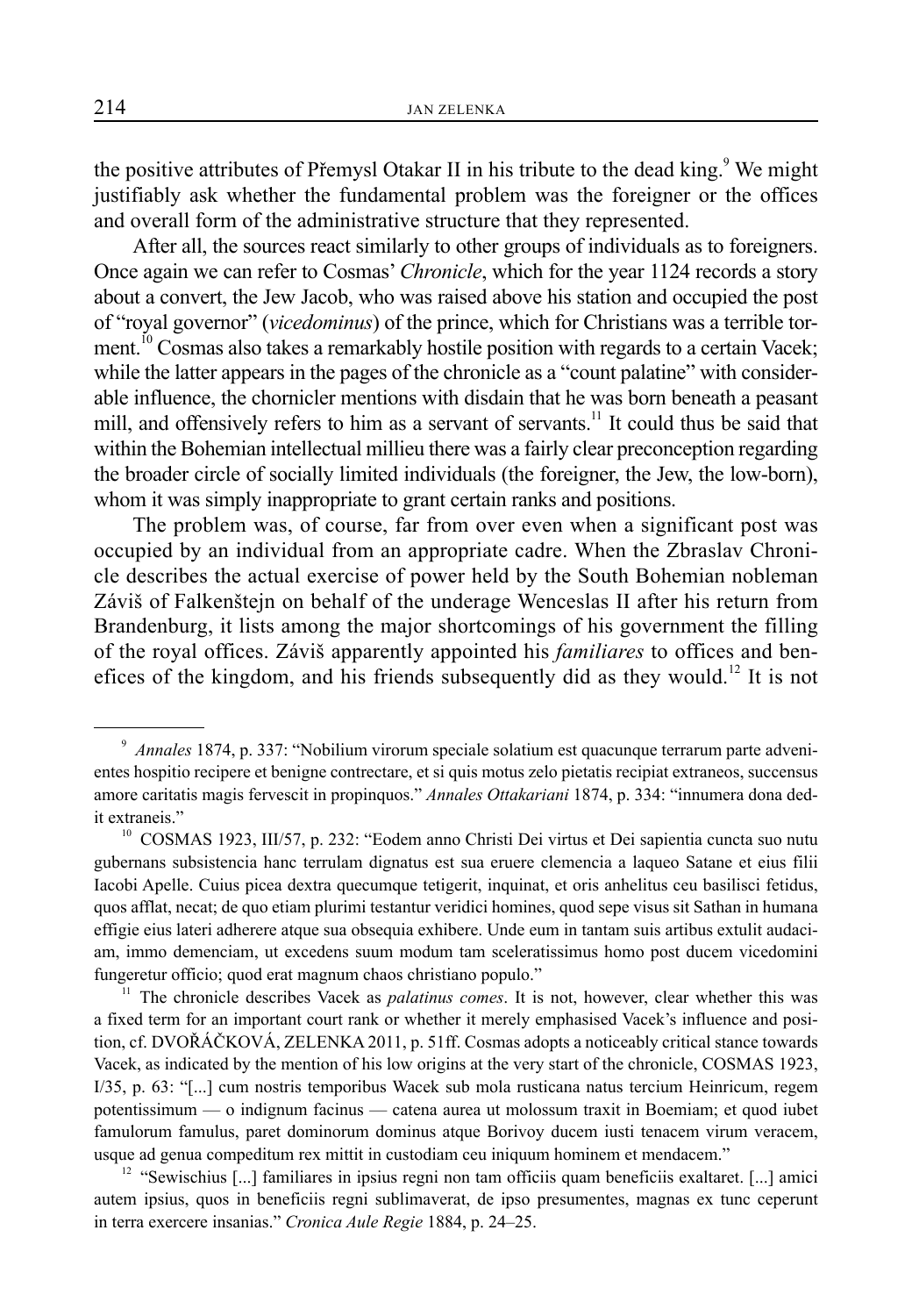the positive attributes of Přemysl Otakar II in his tribute to the dead king.[9] We might justifiably ask whether the fundamental problem was the foreigner or the offices and overall form of the administrative structure that they represented.

After all, the sources react similarly to other groups of individuals as to foreigners. Once again we can refer to Cosmas' *Chronicle*, which for the year 1124 records a story about a convert, the Jew Jacob, who was raised above his station and occupied the post of "royal governor" (*vicedominus*) of the prince, which for Christians was a terrible torment.[10] Cosmas also takes a remarkably hostile position with regards to a certain Vacek; while the latter appears in the pages of the chronicle as a "count palatine" with considerable influence, the chornicler mentions with disdain that he was born beneath a peasant mill, and offensively refers to him as a servant of servants.[11] It could thus be said that within the Bohemian intellectual millieu there was a fairly clear preconception regarding the broader circle of socially limited individuals (the foreigner, the Jew, the low-born), whom it was simply inappropriate to grant certain ranks and positions.

The problem was, of course, far from over even when a significant post was occupied by an individual from an appropriate cadre. When the Zbraslav Chronicle describes the actual exercise of power held by the South Bohemian nobleman Záviš of Falkenštejn on behalf of the underage Wenceslas II after his return from Brandenburg, it lists among the major shortcomings of his government the filling of the royal offices. Záviš apparently appointed his *familiares* to offices and benefices of the kingdom, and his friends subsequently did as they would.[12] It is not

---

[9] *Annales* 1874, p. 337: "Nobilium virorum speciale solatium est quacunque terrarum parte advenientes hospitio recipere et benigne contrectare, et si quis motus zelo pietatis recipiat extraneos, succensus amore caritatis magis fervescit in propinquos." *Annales Ottakariani* 1874, p. 334: "innumera dona dedit extraneis."

[10] COSMAS 1923, III/57, p. 232: "Eodem anno Christi Dei virtus et Dei sapientia cuncta suo nutu gubernans subsistencia hanc terrulam dignatus est sua eruere clemencia a laqueo Satane et eius filii Iacobi Apelle. Cuius picea dextra quecumque tetigerit, inquinat, et oris anhelitus ceu basilisci fetidus, quos afflat, necat; de quo etiam plurimi testantur veridici homines, quod sepe visus sit Sathan in humana effigie eius lateri adherere atque sua obsequia exhibere. Unde eum in tantam suis artibus extulit audaciam, immo demenciam, ut excedens suum modum tam sceleratissimus homo post ducem vicedomini fungeretur officio; quod erat magnum chaos christiano populo."

[11] The chronicle describes Vacek as *palatinus comes*. It is not, however, clear whether this was a fixed term for an important court rank or whether it merely emphasised Vacek's influence and position, cf. DVOŘÁČKOVÁ, ZELENKA 2011, p. 51ff. Cosmas adopts a noticeably critical stance towards Vacek, as indicated by the mention of his low origins at the very start of the chronicle, COSMAS 1923, I/35, p. 63: "[...] cum nostris temporibus Wacek sub mola rusticana natus tercium Heinricum, regem potentissimum — o indignum facinus — catena aurea ut molossum traxit in Boemiam; et quod iubet famulorum famulus, paret dominorum dominus atque Borivoy ducem iusti tenacem virum veracem, usque ad genua compeditum rex mittit in custodiam ceu iniquum hominem et mendacem."

[12] "Sewischius [...] familiares in ipsius regni non tam officiis quam beneficiis exaltaret. [...] amici autem ipsius, quos in beneficiis regni sublimaverat, de ipso presumentes, magnas ex tunc ceperunt in terra exercere insanias." *Cronica Aule Regie* 1884, p. 24–25.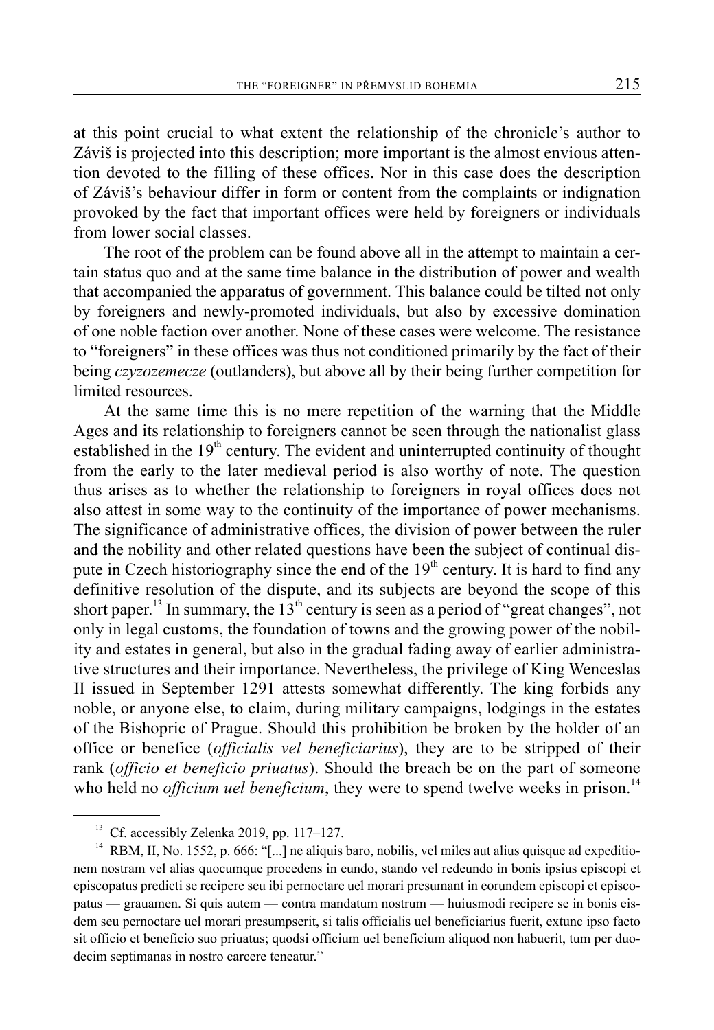at this point crucial to what extent the relationship of the chronicle's author to Záviš is projected into this description; more important is the almost envious attention devoted to the filling of these offices. Nor in this case does the description of Záviš's behaviour differ in form or content from the complaints or indignation provoked by the fact that important offices were held by foreigners or individuals from lower social classes.

The root of the problem can be found above all in the attempt to maintain a certain status quo and at the same time balance in the distribution of power and wealth that accompanied the apparatus of government. This balance could be tilted not only by foreigners and newly-promoted individuals, but also by excessive domination of one noble faction over another. None of these cases were welcome. The resistance to "foreigners" in these offices was thus not conditioned primarily by the fact of their being *czyzozemecze* (outlanders), but above all by their being further competition for limited resources.

At the same time this is no mere repetition of the warning that the Middle Ages and its relationship to foreigners cannot be seen through the nationalist glass established in the 19th century. The evident and uninterrupted continuity of thought from the early to the later medieval period is also worthy of note. The question thus arises as to whether the relationship to foreigners in royal offices does not also attest in some way to the continuity of the importance of power mechanisms. The significance of administrative offices, the division of power between the ruler and the nobility and other related questions have been the subject of continual dispute in Czech historiography since the end of the 19th century. It is hard to find any definitive resolution of the dispute, and its subjects are beyond the scope of this short paper.[13] In summary, the 13th century is seen as a period of "great changes", not only in legal customs, the foundation of towns and the growing power of the nobility and estates in general, but also in the gradual fading away of earlier administrative structures and their importance. Nevertheless, the privilege of King Wenceslas II issued in September 1291 attests somewhat differently. The king forbids any noble, or anyone else, to claim, during military campaigns, lodgings in the estates of the Bishopric of Prague. Should this prohibition be broken by the holder of an office or benefice (*officialis vel beneficiarius*), they are to be stripped of their rank (*officio et beneficio priuatus*). Should the breach be on the part of someone who held no *officium uel beneficium*, they were to spend twelve weeks in prison.[14]

---

[13] Cf. accessibly Zelenka 2019, pp. 117–127.

[14] RBM, II, No. 1552, p. 666: "[...] ne aliquis baro, nobilis, vel miles aut alius quisque ad expeditionem nostram vel alias quocumque procedens in eundo, stando vel redeundo in bonis ipsius episcopi et episcopatus predicti se recipere seu ibi pernoctare uel morari presumant in eorundem episcopi et episcopatus — grauamen. Si quis autem — contra mandatum nostrum — huiusmodi recipere se in bonis eisdem seu pernoctare uel morari presumpserit, si talis officialis uel beneficiarius fuerit, extunc ipso facto sit officio et beneficio suo priuatus; quodsi officium uel beneficium aliquod non habuerit, tum per duodecim septimanas in nostro carcere teneatur."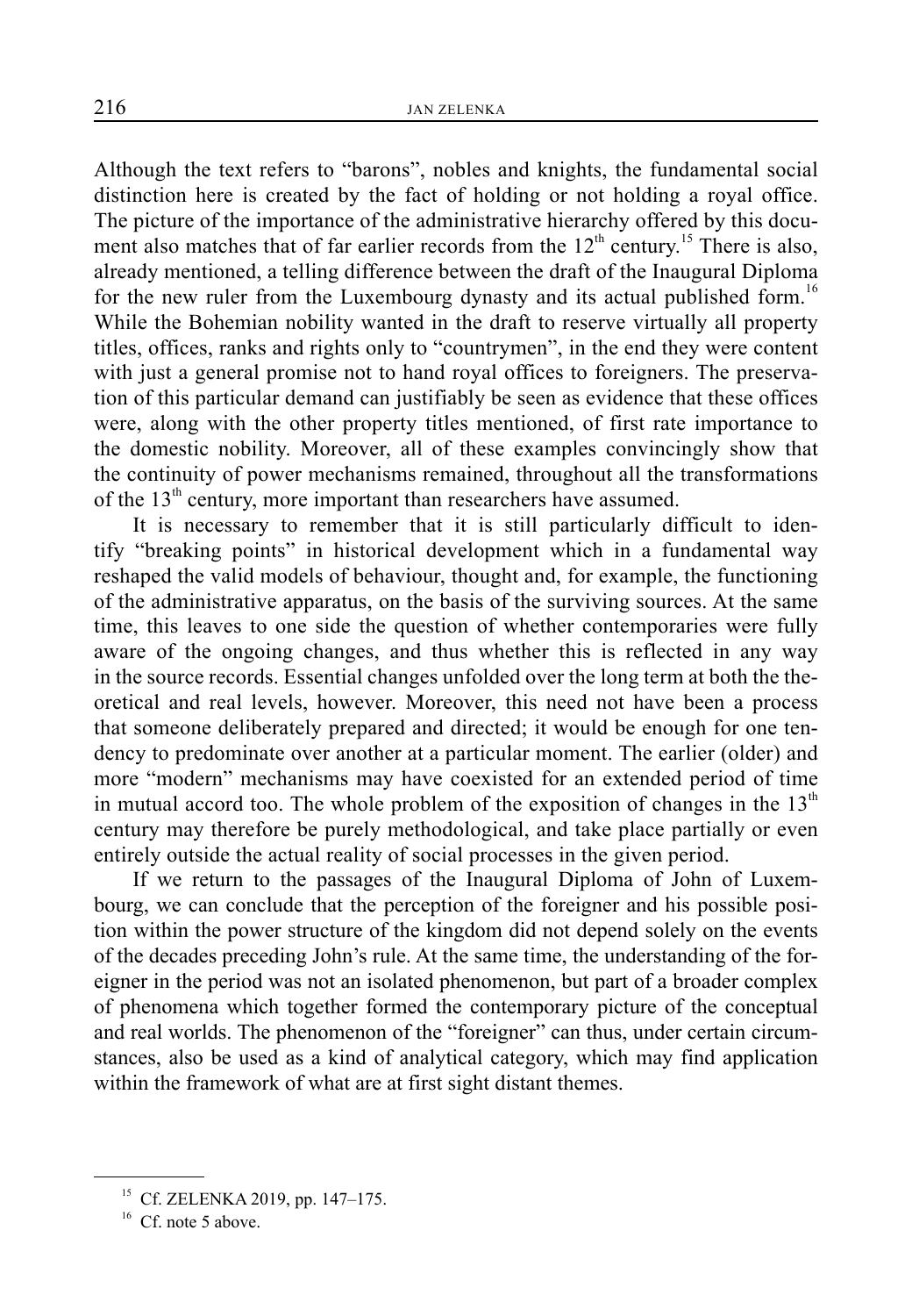Although the text refers to "barons", nobles and knights, the fundamental social distinction here is created by the fact of holding or not holding a royal office. The picture of the importance of the administrative hierarchy offered by this document also matches that of far earlier records from the 12th century.[15] There is also, already mentioned, a telling difference between the draft of the Inaugural Diploma for the new ruler from the Luxembourg dynasty and its actual published form.[16] While the Bohemian nobility wanted in the draft to reserve virtually all property titles, offices, ranks and rights only to "countrymen", in the end they were content with just a general promise not to hand royal offices to foreigners. The preservation of this particular demand can justifiably be seen as evidence that these offices were, along with the other property titles mentioned, of first rate importance to the domestic nobility. Moreover, all of these examples convincingly show that the continuity of power mechanisms remained, throughout all the transformations of the 13th century, more important than researchers have assumed.

It is necessary to remember that it is still particularly difficult to identify "breaking points" in historical development which in a fundamental way reshaped the valid models of behaviour, thought and, for example, the functioning of the administrative apparatus, on the basis of the surviving sources. At the same time, this leaves to one side the question of whether contemporaries were fully aware of the ongoing changes, and thus whether this is reflected in any way in the source records. Essential changes unfolded over the long term at both the theoretical and real levels, however. Moreover, this need not have been a process that someone deliberately prepared and directed; it would be enough for one tendency to predominate over another at a particular moment. The earlier (older) and more "modern" mechanisms may have coexisted for an extended period of time in mutual accord too. The whole problem of the exposition of changes in the 13th century may therefore be purely methodological, and take place partially or even entirely outside the actual reality of social processes in the given period.

If we return to the passages of the Inaugural Diploma of John of Luxembourg, we can conclude that the perception of the foreigner and his possible position within the power structure of the kingdom did not depend solely on the events of the decades preceding John's rule. At the same time, the understanding of the foreigner in the period was not an isolated phenomenon, but part of a broader complex of phenomena which together formed the contemporary picture of the conceptual and real worlds. The phenomenon of the "foreigner" can thus, under certain circumstances, also be used as a kind of analytical category, which may find application within the framework of what are at first sight distant themes.

---

[15] Cf. ZELENKA 2019, pp. 147–175.

[16] Cf. note 5 above.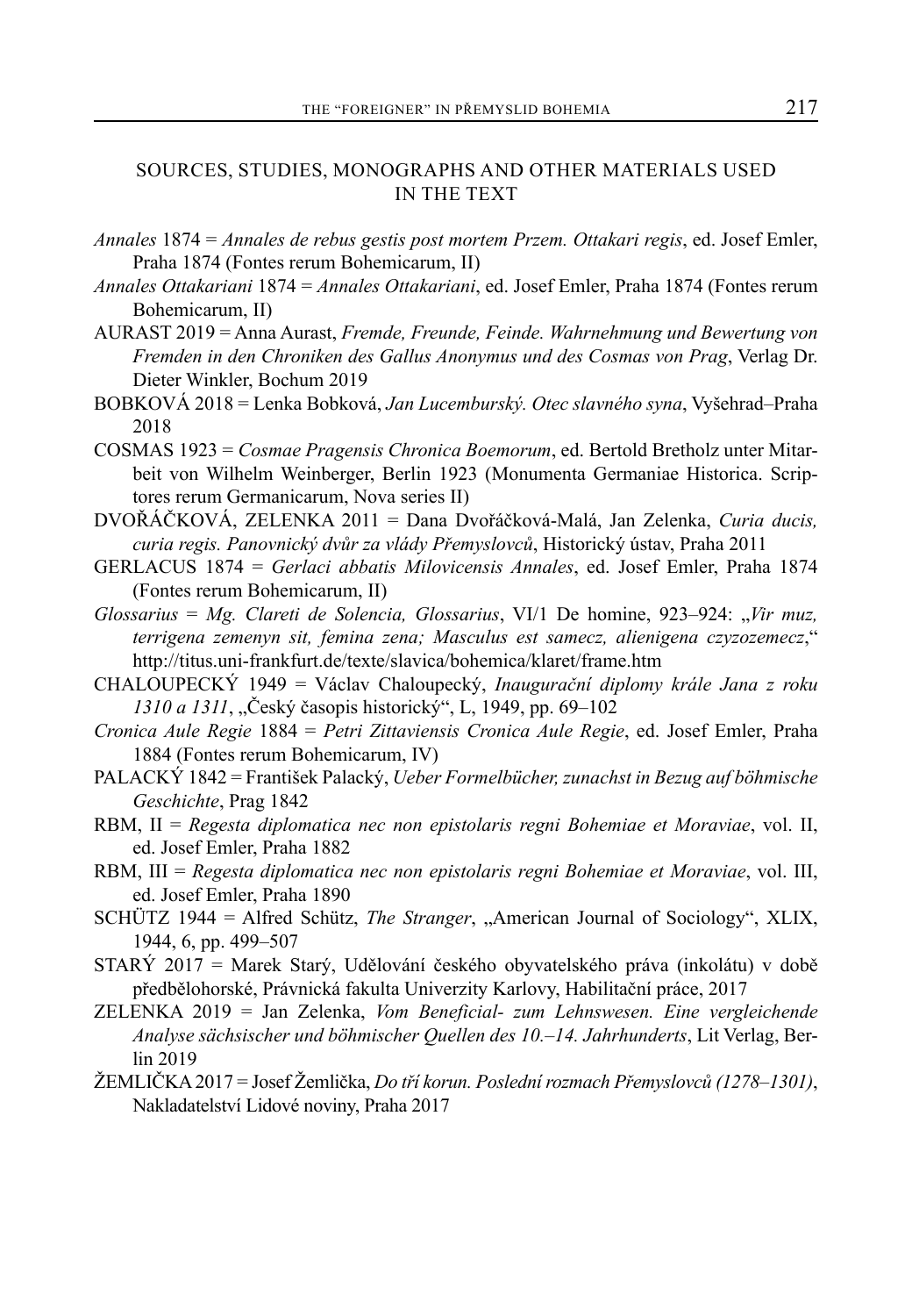## SOURCES, STUDIES, MONOGRAPHS AND OTHER MATERIALS USED IN THE TEXT

*Annales* 1874 = *Annales de rebus gestis post mortem Przem. Ottakari regis*, ed. Josef Emler, Praha 1874 (Fontes rerum Bohemicarum, II)

*Annales Ottakariani* 1874 = *Annales Ottakariani*, ed. Josef Emler, Praha 1874 (Fontes rerum Bohemicarum, II)

AURAST 2019 = Anna Aurast, *Fremde, Freunde, Feinde. Wahrnehmung und Bewertung von Fremden in den Chroniken des Gallus Anonymus und des Cosmas von Prag*, Verlag Dr. Dieter Winkler, Bochum 2019

BOBKOVÁ 2018 = Lenka Bobková, *Jan Lucemburský. Otec slavného syna*, Vyšehrad–Praha 2018

COSMAS 1923 = *Cosmae Pragensis Chronica Boemorum*, ed. Bertold Bretholz unter Mitarbeit von Wilhelm Weinberger, Berlin 1923 (Monumenta Germaniae Historica. Scriptores rerum Germanicarum, Nova series II)

DVOŘÁČKOVÁ, ZELENKA 2011 = Dana Dvořáčková-Malá, Jan Zelenka, *Curia ducis, curia regis. Panovnický dvůr za vlády Přemyslovců*, Historický ústav, Praha 2011

GERLACUS 1874 = *Gerlaci abbatis Milovicensis Annales*, ed. Josef Emler, Praha 1874 (Fontes rerum Bohemicarum, II)

*Glossarius* = *Mg. Clareti de Solencia, Glossarius*, VI/1 De homine, 923–924: „*Vir muz, terrigena zemenyn sit, femina zena; Masculus est samecz, alienigena czyzozemecz*," http://titus.uni-frankfurt.de/texte/slavica/bohemica/klaret/frame.htm

CHALOUPECKÝ 1949 = Václav Chaloupecký, *Inaugurační diplomy krále Jana z roku 1310 a 1311*, „Český časopis historický", L, 1949, pp. 69–102

*Cronica Aule Regie* 1884 = *Petri Zittaviensis Cronica Aule Regie*, ed. Josef Emler, Praha 1884 (Fontes rerum Bohemicarum, IV)

PALACKÝ 1842 = František Palacký, *Ueber Formelbücher, zunachst in Bezug auf böhmische Geschichte*, Prag 1842

RBM, II = *Regesta diplomatica nec non epistolaris regni Bohemiae et Moraviae*, vol. II, ed. Josef Emler, Praha 1882

RBM, III = *Regesta diplomatica nec non epistolaris regni Bohemiae et Moraviae*, vol. III, ed. Josef Emler, Praha 1890

SCHÜTZ 1944 = Alfred Schütz, *The Stranger*, „American Journal of Sociology", XLIX, 1944, 6, pp. 499–507

STARÝ 2017 = Marek Starý, Udělování českého obyvatelského práva (inkolátu) v době předbělohorské, Právnická fakulta Univerzity Karlovy, Habilitační práce, 2017

ZELENKA 2019 = Jan Zelenka, *Vom Beneficial- zum Lehnswesen. Eine vergleichende Analyse sächsischer und böhmischer Quellen des 10.–14. Jahrhunderts*, Lit Verlag, Berlin 2019

ŽEMLIČKA 2017 = Josef Žemlička, *Do tří korun. Poslední rozmach Přemyslovců (1278–1301)*, Nakladatelství Lidové noviny, Praha 2017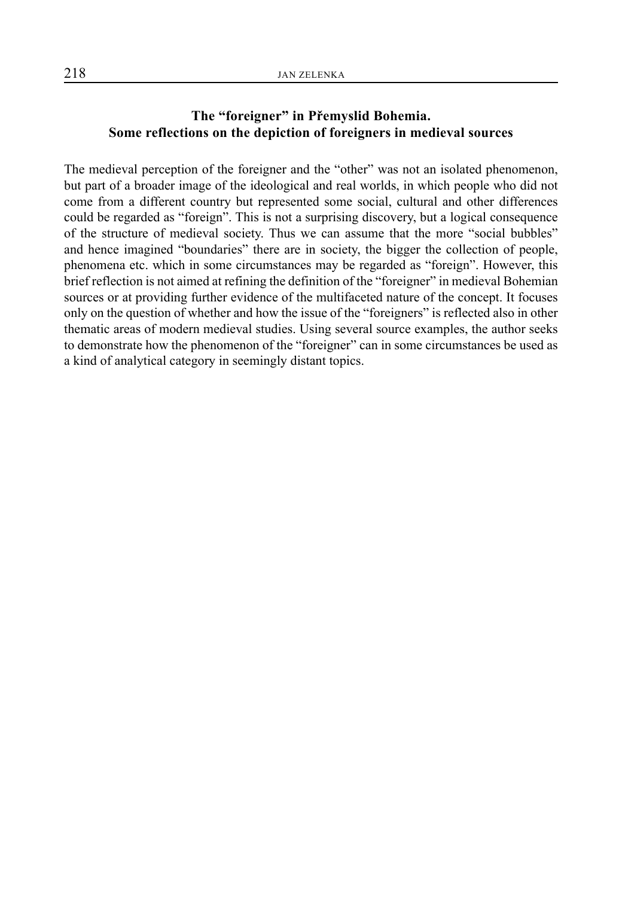**The "foreigner" in Přemyslid Bohemia.**
**Some reflections on the depiction of foreigners in medieval sources**

The medieval perception of the foreigner and the "other" was not an isolated phenomenon, but part of a broader image of the ideological and real worlds, in which people who did not come from a different country but represented some social, cultural and other differences could be regarded as "foreign". This is not a surprising discovery, but a logical consequence of the structure of medieval society. Thus we can assume that the more "social bubbles" and hence imagined "boundaries" there are in society, the bigger the collection of people, phenomena etc. which in some circumstances may be regarded as "foreign". However, this brief reflection is not aimed at refining the definition of the "foreigner" in medieval Bohemian sources or at providing further evidence of the multifaceted nature of the concept. It focuses only on the question of whether and how the issue of the "foreigners" is reflected also in other thematic areas of modern medieval studies. Using several source examples, the author seeks to demonstrate how the phenomenon of the "foreigner" can in some circumstances be used as a kind of analytical category in seemingly distant topics.